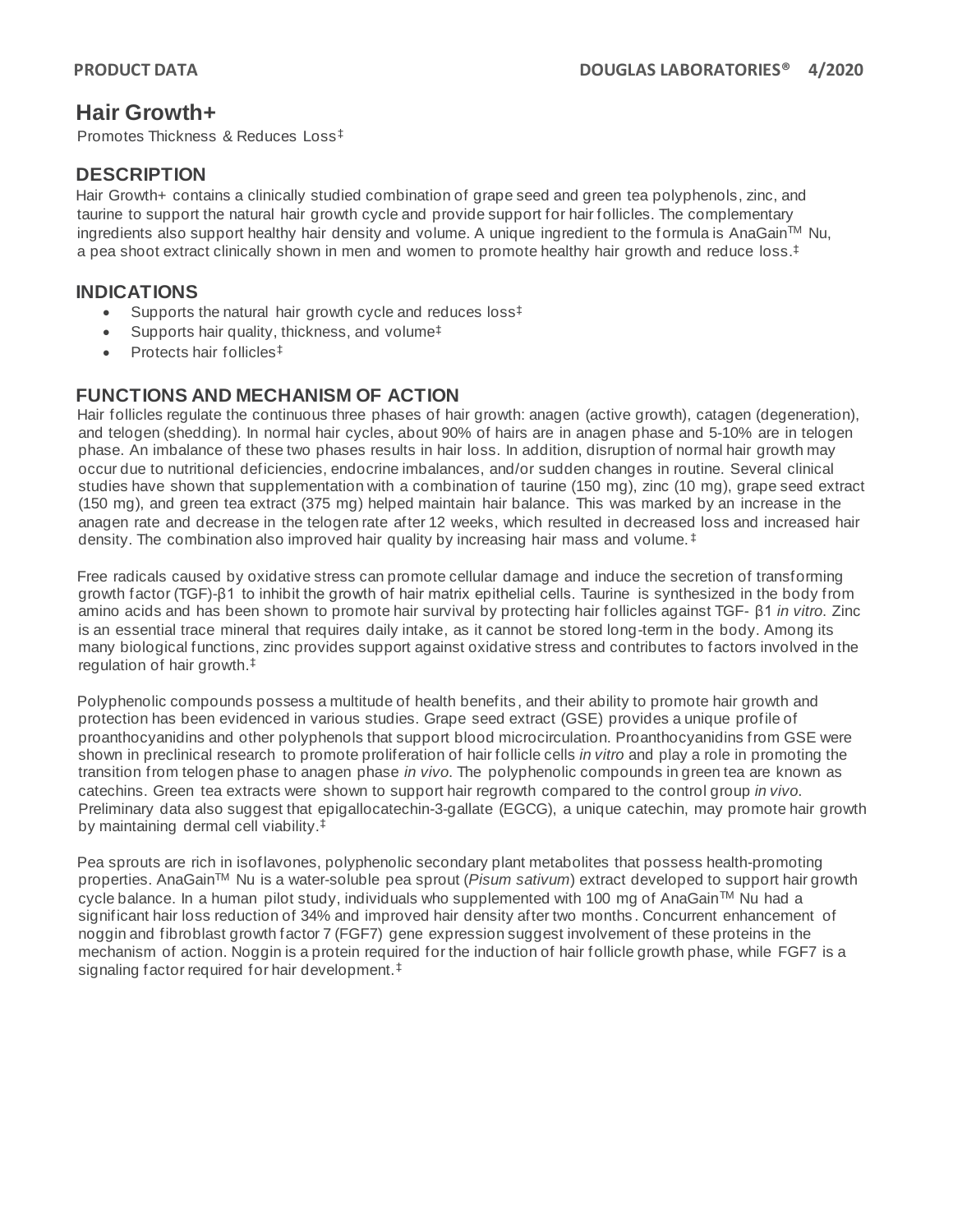**PRODUCT DATA** **DOUGLAS LABORATORIES® 4/2020**

# Hair Growth+

Promotes Thickness & Reduces Loss‡

## DESCRIPTION

Hair Growth+ contains a clinically studied combination of grape seed and green tea polyphenols, zinc, and taurine to support the natural hair growth cycle and provide support for hair follicles. The complementary ingredients also support healthy hair density and volume. A unique ingredient to the formula is AnaGain™ Nu, a pea shoot extract clinically shown in men and women to promote healthy hair growth and reduce loss.‡

## INDICATIONS

- Supports the natural hair growth cycle and reduces loss‡
- Supports hair quality, thickness, and volume‡
- Protects hair follicles‡

## FUNCTIONS AND MECHANISM OF ACTION

Hair follicles regulate the continuous three phases of hair growth: anagen (active growth), catagen (degeneration), and telogen (shedding). In normal hair cycles, about 90% of hairs are in anagen phase and 5-10% are in telogen phase. An imbalance of these two phases results in hair loss. In addition, disruption of normal hair growth may occur due to nutritional deficiencies, endocrine imbalances, and/or sudden changes in routine. Several clinical studies have shown that supplementation with a combination of taurine (150 mg), zinc (10 mg), grape seed extract (150 mg), and green tea extract (375 mg) helped maintain hair balance. This was marked by an increase in the anagen rate and decrease in the telogen rate after 12 weeks, which resulted in decreased loss and increased hair density. The combination also improved hair quality by increasing hair mass and volume.‡

Free radicals caused by oxidative stress can promote cellular damage and induce the secretion of transforming growth factor (TGF)-β1 to inhibit the growth of hair matrix epithelial cells. Taurine is synthesized in the body from amino acids and has been shown to promote hair survival by protecting hair follicles against TGF- β1 *in vitro*. Zinc is an essential trace mineral that requires daily intake, as it cannot be stored long-term in the body. Among its many biological functions, zinc provides support against oxidative stress and contributes to factors involved in the regulation of hair growth.‡

Polyphenolic compounds possess a multitude of health benefits, and their ability to promote hair growth and protection has been evidenced in various studies. Grape seed extract (GSE) provides a unique profile of proanthocyanidins and other polyphenols that support blood microcirculation. Proanthocyanidins from GSE were shown in preclinical research to promote proliferation of hair follicle cells *in vitro* and play a role in promoting the transition from telogen phase to anagen phase *in vivo*. The polyphenolic compounds in green tea are known as catechins. Green tea extracts were shown to support hair regrowth compared to the control group *in vivo*. Preliminary data also suggest that epigallocatechin-3-gallate (EGCG), a unique catechin, may promote hair growth by maintaining dermal cell viability.‡

Pea sprouts are rich in isoflavones, polyphenolic secondary plant metabolites that possess health-promoting properties. AnaGain™ Nu is a water-soluble pea sprout (*Pisum sativum*) extract developed to support hair growth cycle balance. In a human pilot study, individuals who supplemented with 100 mg of AnaGain™ Nu had a significant hair loss reduction of 34% and improved hair density after two months. Concurrent enhancement of noggin and fibroblast growth factor 7 (FGF7) gene expression suggest involvement of these proteins in the mechanism of action. Noggin is a protein required for the induction of hair follicle growth phase, while FGF7 is a signaling factor required for hair development.‡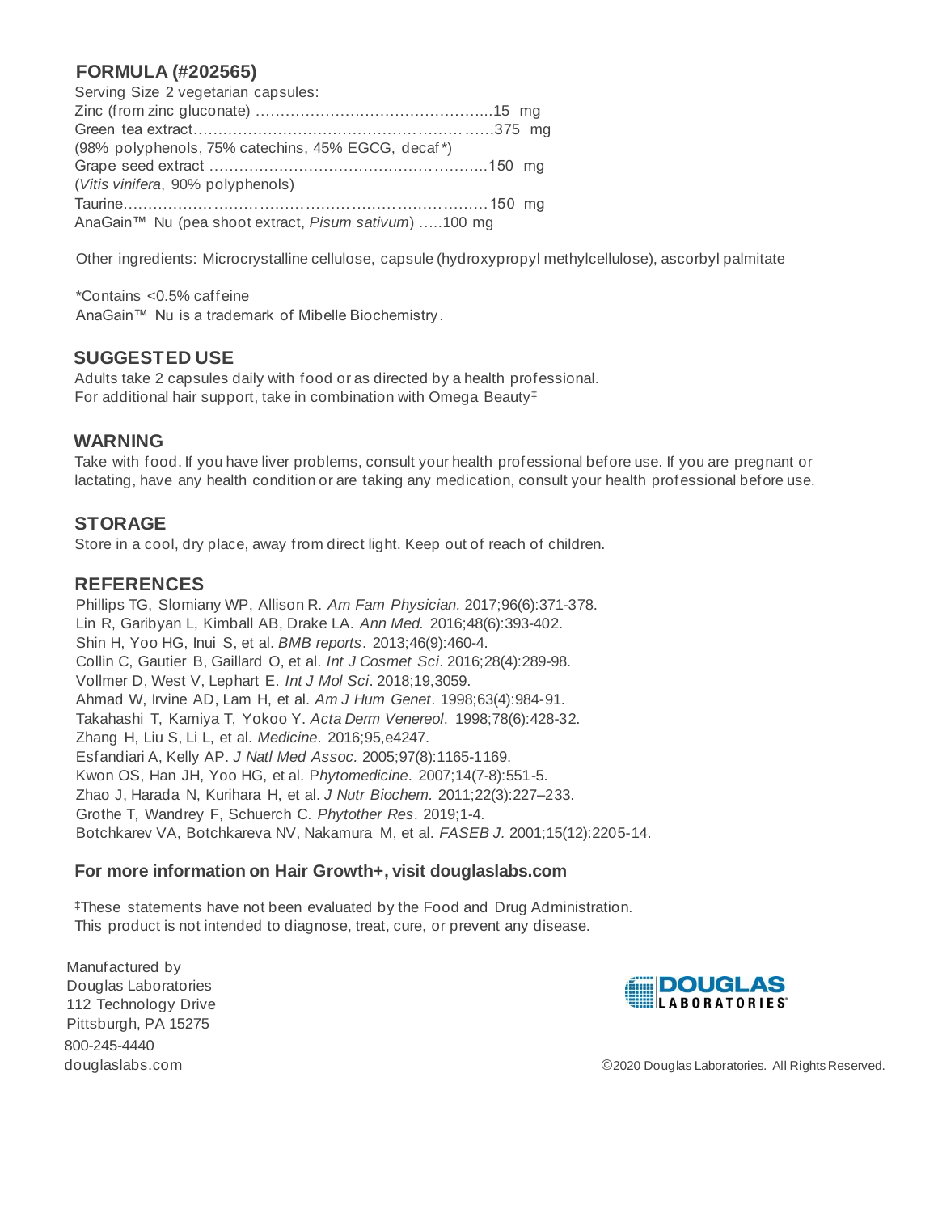## FORMULA (#202565)

Serving Size 2 vegetarian capsules:

Zinc (from zinc gluconate) ..............................................15 mg

Green tea extract.........................................................375 mg

(98% polyphenols, 75% catechins, 45% EGCG, decaf*)

Grape seed extract .......................................................150 mg

(*Vitis vinifera*, 90% polyphenols)

Taurine...........................................................................150 mg

AnaGain™ Nu (pea shoot extract, *Pisum sativum*) .....100 mg

Other ingredients: Microcrystalline cellulose, capsule (hydroxypropyl methylcellulose), ascorbyl palmitate

*Contains <0.5% caffeine

AnaGain™ Nu is a trademark of Mibelle Biochemistry.

## SUGGESTED USE

Adults take 2 capsules daily with food or as directed by a health professional.
For additional hair support, take in combination with Omega Beauty‡

## WARNING

Take with food. If you have liver problems, consult your health professional before use. If you are pregnant or lactating, have any health condition or are taking any medication, consult your health professional before use.

## STORAGE

Store in a cool, dry place, away from direct light. Keep out of reach of children.

## REFERENCES

Phillips TG, Slomiany WP, Allison R. *Am Fam Physician.* 2017;96(6):371-378.
Lin R, Garibyan L, Kimball AB, Drake LA. *Ann Med.* 2016;48(6):393-402.
Shin H, Yoo HG, Inui S, et al. *BMB reports*. 2013;46(9):460-4.
Collin C, Gautier B, Gaillard O, et al. *Int J Cosmet Sci*. 2016;28(4):289-98.
Vollmer D, West V, Lephart E. *Int J Mol Sci*. 2018;19,3059.
Ahmad W, Irvine AD, Lam H, et al. *Am J Hum Genet*. 1998;63(4):984-91.
Takahashi T, Kamiya T, Yokoo Y. *Acta Derm Venereol*. 1998;78(6):428-32.
Zhang H, Liu S, Li L, et al. *Medicine*. 2016;95,e4247.
Esfandiari A, Kelly AP. *J Natl Med Assoc.* 2005;97(8):1165-1169.
Kwon OS, Han JH, Yoo HG, et al. P*hytomedicine*. 2007;14(7-8):551-5.
Zhao J, Harada N, Kurihara H, et al. *J Nutr Biochem.* 2011;22(3):227–233.
Grothe T, Wandrey F, Schuerch C. *Phytother Res*. 2019;1-4.
Botchkarev VA, Botchkareva NV, Nakamura M, et al. *FASEB J.* 2001;15(12):2205-14.

**For more information on Hair Growth+, visit douglaslabs.com**

‡These statements have not been evaluated by the Food and Drug Administration.
This product is not intended to diagnose, treat, cure, or prevent any disease.

Manufactured by
Douglas Laboratories
112 Technology Drive
Pittsburgh, PA 15275
800-245-4440
douglaslabs.com

DOUGLAS LABORATORIES®

©2020 Douglas Laboratories. All Rights Reserved.